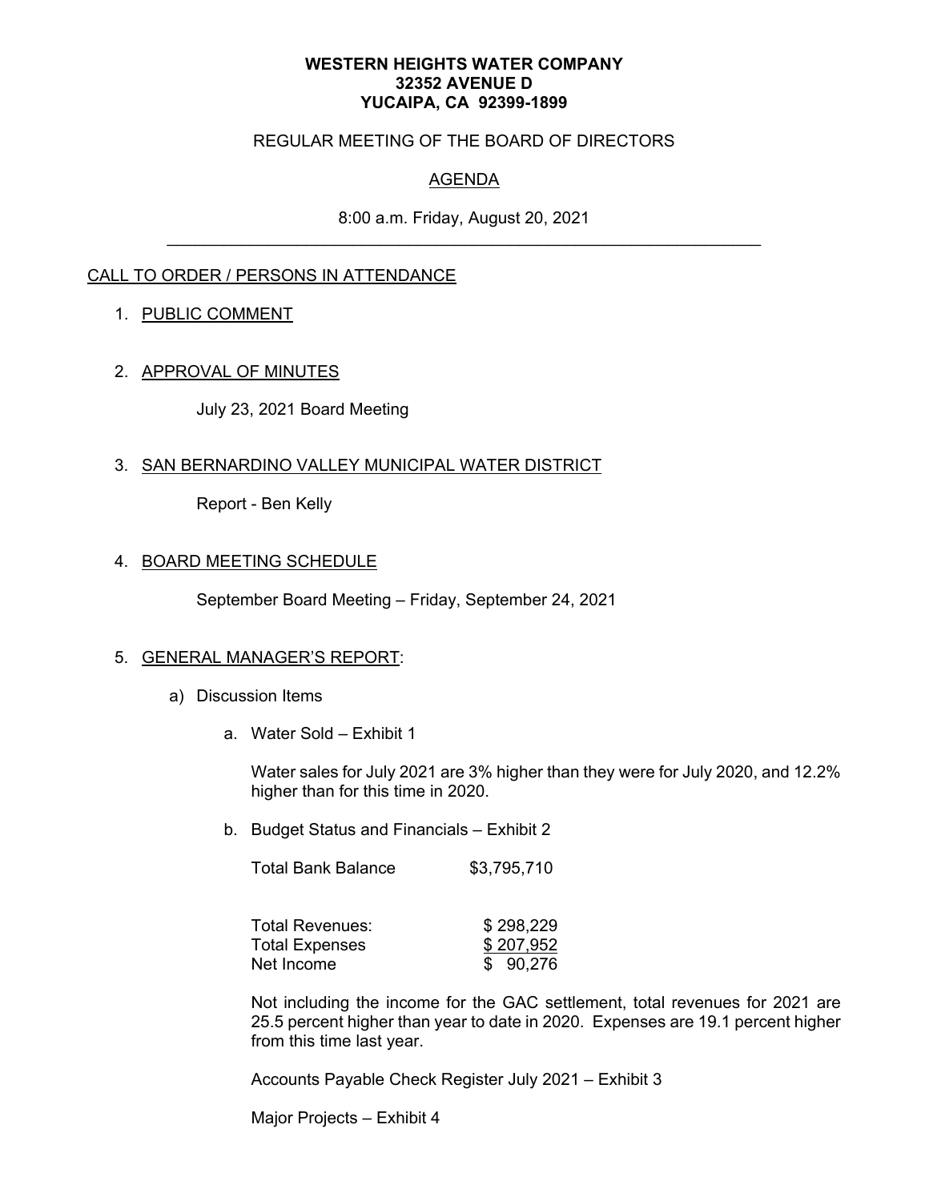**WESTERN HEIGHTS WATER COMPANY**
**32352 AVENUE D**
**YUCAIPA, CA 92399-1899**

REGULAR MEETING OF THE BOARD OF DIRECTORS

AGENDA

8:00 a.m. Friday, August 20, 2021

---

CALL TO ORDER / PERSONS IN ATTENDANCE

1. PUBLIC COMMENT

2. APPROVAL OF MINUTES

   July 23, 2021 Board Meeting

3. SAN BERNARDINO VALLEY MUNICIPAL WATER DISTRICT

   Report - Ben Kelly

4. BOARD MEETING SCHEDULE

   September Board Meeting – Friday, September 24, 2021

5. GENERAL MANAGER'S REPORT:

   a) Discussion Items

      a. Water Sold – Exhibit 1

         Water sales for July 2021 are 3% higher than they were for July 2020, and 12.2% higher than for this time in 2020.

      b. Budget Status and Financials – Exhibit 2

         | | |
         |---|---|
         | Total Bank Balance | $3,795,710 |
         | | |
         | Total Revenues: | $ 298,229 |
         | Total Expenses | $ 207,952 |
         | Net Income | $ 90,276 |

         Not including the income for the GAC settlement, total revenues for 2021 are 25.5 percent higher than year to date in 2020. Expenses are 19.1 percent higher from this time last year.

         Accounts Payable Check Register July 2021 – Exhibit 3

         Major Projects – Exhibit 4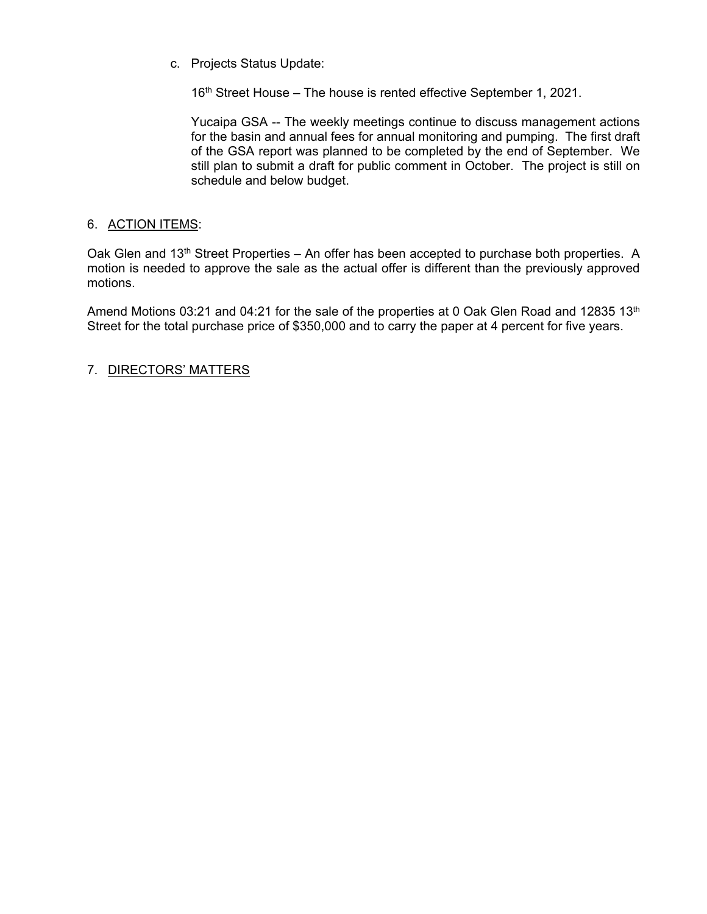c. Projects Status Update:

16th Street House – The house is rented effective September 1, 2021.

Yucaipa GSA -- The weekly meetings continue to discuss management actions for the basin and annual fees for annual monitoring and pumping. The first draft of the GSA report was planned to be completed by the end of September. We still plan to submit a draft for public comment in October. The project is still on schedule and below budget.

6. <u>ACTION ITEMS</u>:

Oak Glen and 13th Street Properties – An offer has been accepted to purchase both properties. A motion is needed to approve the sale as the actual offer is different than the previously approved motions.

Amend Motions 03:21 and 04:21 for the sale of the properties at 0 Oak Glen Road and 12835 13th Street for the total purchase price of $350,000 and to carry the paper at 4 percent for five years.

7. <u>DIRECTORS' MATTERS</u>